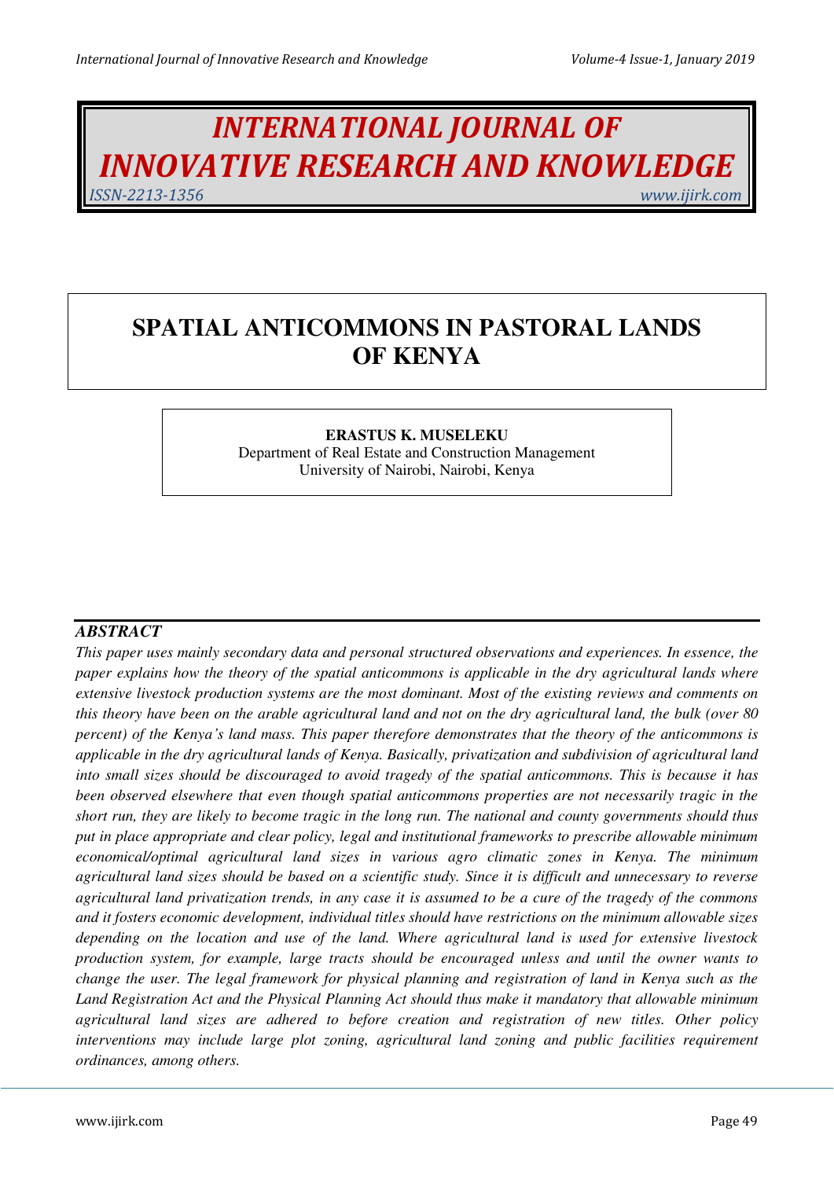# INTERNATIONAL JOURNAL OF INNOVATIVE RESEARCH AND KNOWLEDGE

ISSN-2213-1356 www.ijirk.com

# SPATIAL ANTICOMMONS IN PASTORAL LANDS OF KENYA

**ERASTUS K. MUSELEKU**
Department of Real Estate and Construction Management
University of Nairobi, Nairobi, Kenya

## *ABSTRACT*

*This paper uses mainly secondary data and personal structured observations and experiences. In essence, the paper explains how the theory of the spatial anticommons is applicable in the dry agricultural lands where extensive livestock production systems are the most dominant. Most of the existing reviews and comments on this theory have been on the arable agricultural land and not on the dry agricultural land, the bulk (over 80 percent) of the Kenya's land mass. This paper therefore demonstrates that the theory of the anticommons is applicable in the dry agricultural lands of Kenya. Basically, privatization and subdivision of agricultural land into small sizes should be discouraged to avoid tragedy of the spatial anticommons. This is because it has been observed elsewhere that even though spatial anticommons properties are not necessarily tragic in the short run, they are likely to become tragic in the long run. The national and county governments should thus put in place appropriate and clear policy, legal and institutional frameworks to prescribe allowable minimum economical/optimal agricultural land sizes in various agro climatic zones in Kenya. The minimum agricultural land sizes should be based on a scientific study. Since it is difficult and unnecessary to reverse agricultural land privatization trends, in any case it is assumed to be a cure of the tragedy of the commons and it fosters economic development, individual titles should have restrictions on the minimum allowable sizes depending on the location and use of the land. Where agricultural land is used for extensive livestock production system, for example, large tracts should be encouraged unless and until the owner wants to change the user. The legal framework for physical planning and registration of land in Kenya such as the Land Registration Act and the Physical Planning Act should thus make it mandatory that allowable minimum agricultural land sizes are adhered to before creation and registration of new titles. Other policy interventions may include large plot zoning, agricultural land zoning and public facilities requirement ordinances, among others.*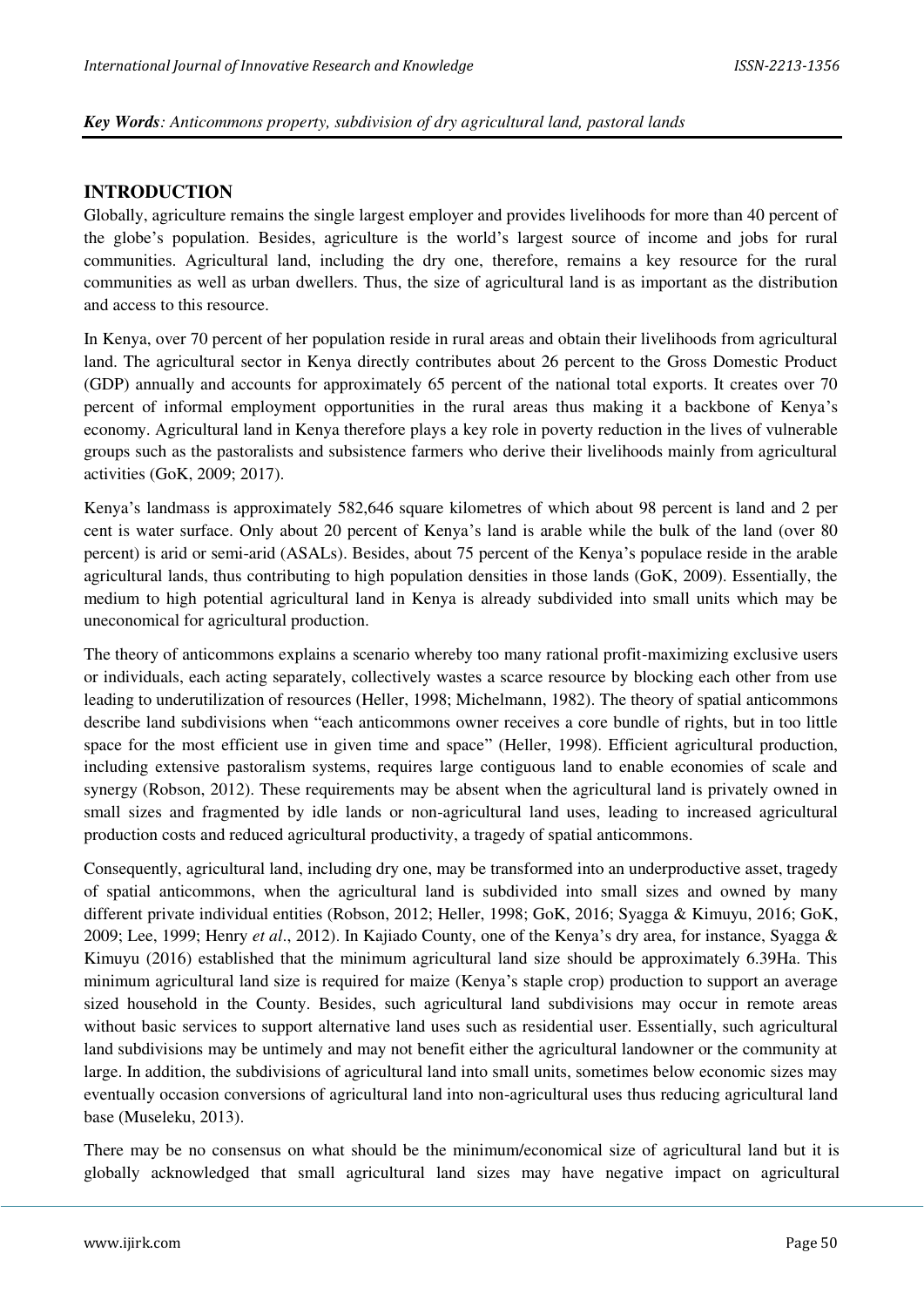***Key Words**: Anticommons property, subdivision of dry agricultural land, pastoral lands*

## INTRODUCTION

Globally, agriculture remains the single largest employer and provides livelihoods for more than 40 percent of the globe's population. Besides, agriculture is the world's largest source of income and jobs for rural communities. Agricultural land, including the dry one, therefore, remains a key resource for the rural communities as well as urban dwellers. Thus, the size of agricultural land is as important as the distribution and access to this resource.

In Kenya, over 70 percent of her population reside in rural areas and obtain their livelihoods from agricultural land. The agricultural sector in Kenya directly contributes about 26 percent to the Gross Domestic Product (GDP) annually and accounts for approximately 65 percent of the national total exports. It creates over 70 percent of informal employment opportunities in the rural areas thus making it a backbone of Kenya's economy. Agricultural land in Kenya therefore plays a key role in poverty reduction in the lives of vulnerable groups such as the pastoralists and subsistence farmers who derive their livelihoods mainly from agricultural activities (GoK, 2009; 2017).

Kenya's landmass is approximately 582,646 square kilometres of which about 98 percent is land and 2 per cent is water surface. Only about 20 percent of Kenya's land is arable while the bulk of the land (over 80 percent) is arid or semi-arid (ASALs). Besides, about 75 percent of the Kenya's populace reside in the arable agricultural lands, thus contributing to high population densities in those lands (GoK, 2009). Essentially, the medium to high potential agricultural land in Kenya is already subdivided into small units which may be uneconomical for agricultural production.

The theory of anticommons explains a scenario whereby too many rational profit-maximizing exclusive users or individuals, each acting separately, collectively wastes a scarce resource by blocking each other from use leading to underutilization of resources (Heller, 1998; Michelmann, 1982). The theory of spatial anticommons describe land subdivisions when "each anticommons owner receives a core bundle of rights, but in too little space for the most efficient use in given time and space" (Heller, 1998). Efficient agricultural production, including extensive pastoralism systems, requires large contiguous land to enable economies of scale and synergy (Robson, 2012). These requirements may be absent when the agricultural land is privately owned in small sizes and fragmented by idle lands or non-agricultural land uses, leading to increased agricultural production costs and reduced agricultural productivity, a tragedy of spatial anticommons.

Consequently, agricultural land, including dry one, may be transformed into an underproductive asset, tragedy of spatial anticommons, when the agricultural land is subdivided into small sizes and owned by many different private individual entities (Robson, 2012; Heller, 1998; GoK, 2016; Syagga & Kimuyu, 2016; GoK, 2009; Lee, 1999; Henry *et al*., 2012). In Kajiado County, one of the Kenya's dry area, for instance, Syagga & Kimuyu (2016) established that the minimum agricultural land size should be approximately 6.39Ha. This minimum agricultural land size is required for maize (Kenya's staple crop) production to support an average sized household in the County. Besides, such agricultural land subdivisions may occur in remote areas without basic services to support alternative land uses such as residential user. Essentially, such agricultural land subdivisions may be untimely and may not benefit either the agricultural landowner or the community at large. In addition, the subdivisions of agricultural land into small units, sometimes below economic sizes may eventually occasion conversions of agricultural land into non-agricultural uses thus reducing agricultural land base (Museleku, 2013).

There may be no consensus on what should be the minimum/economical size of agricultural land but it is globally acknowledged that small agricultural land sizes may have negative impact on agricultural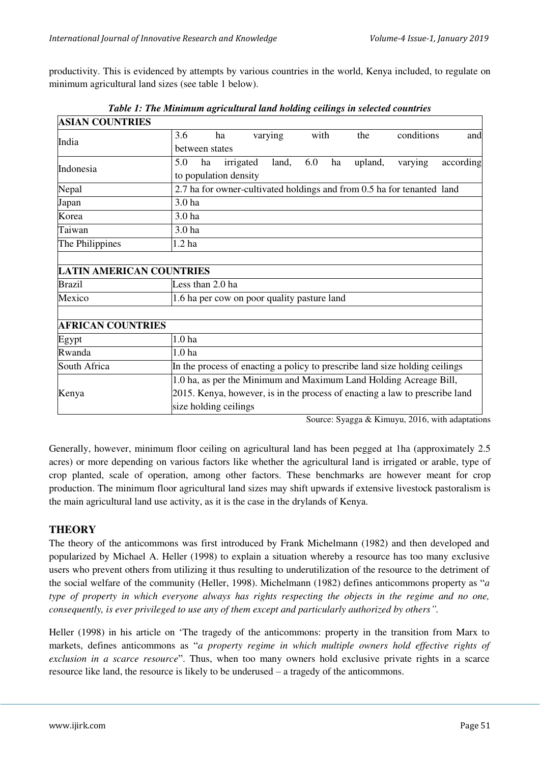productivity. This is evidenced by attempts by various countries in the world, Kenya included, to regulate on minimum agricultural land sizes (see table 1 below).

***Table 1: The Minimum agricultural land holding ceilings in selected countries***

| **ASIAN COUNTRIES** | |
|---|---|
| India | 3.6 ha varying with the conditions and between states |
| Indonesia | 5.0 ha irrigated land, 6.0 ha upland, varying according to population density |
| Nepal | 2.7 ha for owner-cultivated holdings and from 0.5 ha for tenanted land |
| Japan | 3.0 ha |
| Korea | 3.0 ha |
| Taiwan | 3.0 ha |
| The Philippines | 1.2 ha |
| | |
| **LATIN AMERICAN COUNTRIES** | |
| Brazil | Less than 2.0 ha |
| Mexico | 1.6 ha per cow on poor quality pasture land |
| | |
| **AFRICAN COUNTRIES** | |
| Egypt | 1.0 ha |
| Rwanda | 1.0 ha |
| South Africa | In the process of enacting a policy to prescribe land size holding ceilings |
| Kenya | 1.0 ha, as per the Minimum and Maximum Land Holding Acreage Bill, 2015. Kenya, however, is in the process of enacting a law to prescribe land size holding ceilings |

Source: Syagga & Kimuyu, 2016, with adaptations

Generally, however, minimum floor ceiling on agricultural land has been pegged at 1ha (approximately 2.5 acres) or more depending on various factors like whether the agricultural land is irrigated or arable, type of crop planted, scale of operation, among other factors. These benchmarks are however meant for crop production. The minimum floor agricultural land sizes may shift upwards if extensive livestock pastoralism is the main agricultural land use activity, as it is the case in the drylands of Kenya.

## THEORY

The theory of the anticommons was first introduced by Frank Michelmann (1982) and then developed and popularized by Michael A. Heller (1998) to explain a situation whereby a resource has too many exclusive users who prevent others from utilizing it thus resulting to underutilization of the resource to the detriment of the social welfare of the community (Heller, 1998). Michelmann (1982) defines anticommons property as "*a type of property in which everyone always has rights respecting the objects in the regime and no one, consequently, is ever privileged to use any of them except and particularly authorized by others".*

Heller (1998) in his article on 'The tragedy of the anticommons: property in the transition from Marx to markets, defines anticommons as "*a property regime in which multiple owners hold effective rights of exclusion in a scarce resource*". Thus, when too many owners hold exclusive private rights in a scarce resource like land, the resource is likely to be underused – a tragedy of the anticommons.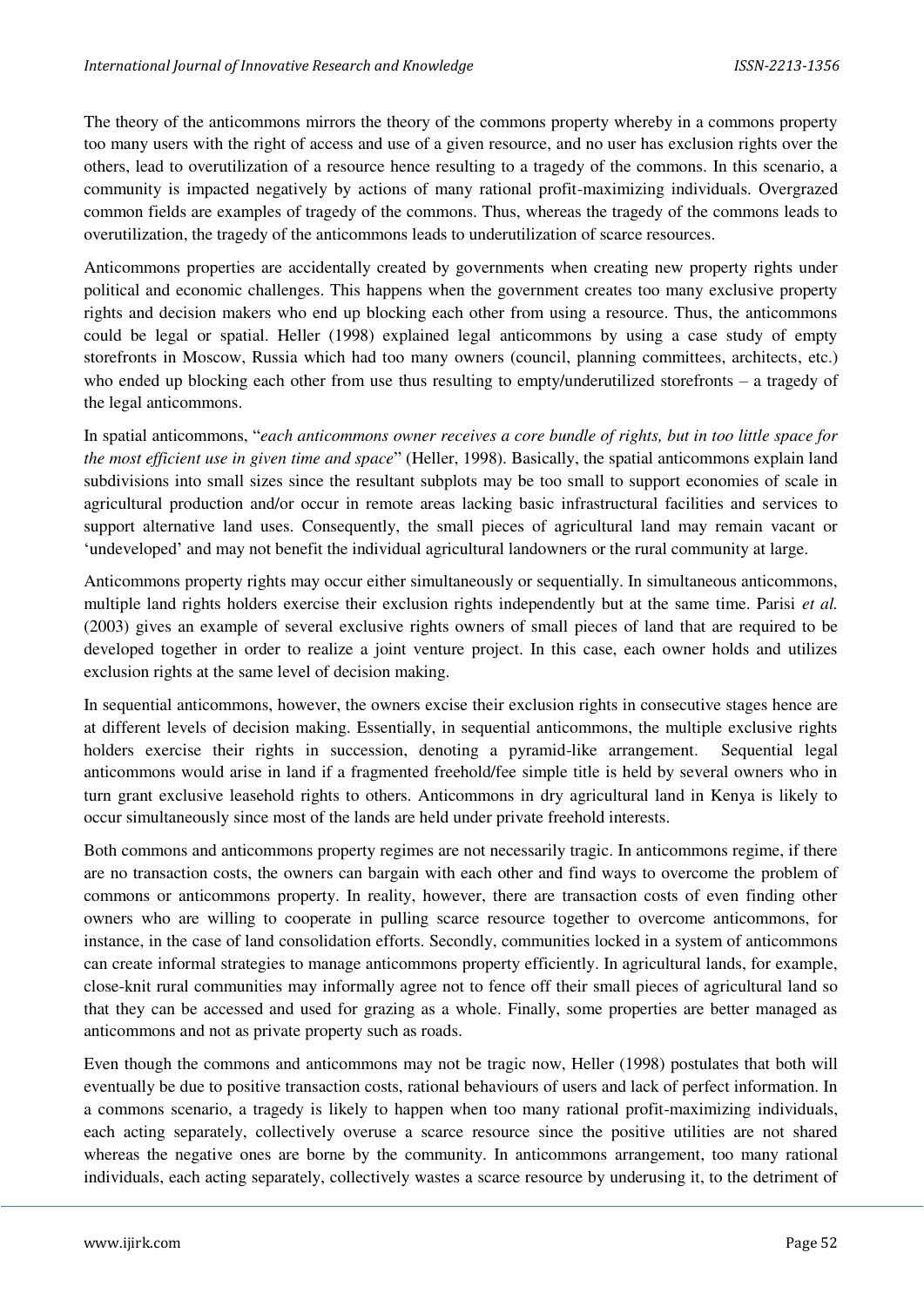The theory of the anticommons mirrors the theory of the commons property whereby in a commons property too many users with the right of access and use of a given resource, and no user has exclusion rights over the others, lead to overutilization of a resource hence resulting to a tragedy of the commons. In this scenario, a community is impacted negatively by actions of many rational profit-maximizing individuals. Overgrazed common fields are examples of tragedy of the commons. Thus, whereas the tragedy of the commons leads to overutilization, the tragedy of the anticommons leads to underutilization of scarce resources.

Anticommons properties are accidentally created by governments when creating new property rights under political and economic challenges. This happens when the government creates too many exclusive property rights and decision makers who end up blocking each other from using a resource. Thus, the anticommons could be legal or spatial. Heller (1998) explained legal anticommons by using a case study of empty storefronts in Moscow, Russia which had too many owners (council, planning committees, architects, etc.) who ended up blocking each other from use thus resulting to empty/underutilized storefronts – a tragedy of the legal anticommons.

In spatial anticommons, "*each anticommons owner receives a core bundle of rights, but in too little space for the most efficient use in given time and space*" (Heller, 1998). Basically, the spatial anticommons explain land subdivisions into small sizes since the resultant subplots may be too small to support economies of scale in agricultural production and/or occur in remote areas lacking basic infrastructural facilities and services to support alternative land uses. Consequently, the small pieces of agricultural land may remain vacant or 'undeveloped' and may not benefit the individual agricultural landowners or the rural community at large.

Anticommons property rights may occur either simultaneously or sequentially. In simultaneous anticommons, multiple land rights holders exercise their exclusion rights independently but at the same time. Parisi *et al.* (2003) gives an example of several exclusive rights owners of small pieces of land that are required to be developed together in order to realize a joint venture project. In this case, each owner holds and utilizes exclusion rights at the same level of decision making.

In sequential anticommons, however, the owners excise their exclusion rights in consecutive stages hence are at different levels of decision making. Essentially, in sequential anticommons, the multiple exclusive rights holders exercise their rights in succession, denoting a pyramid-like arrangement. Sequential legal anticommons would arise in land if a fragmented freehold/fee simple title is held by several owners who in turn grant exclusive leasehold rights to others. Anticommons in dry agricultural land in Kenya is likely to occur simultaneously since most of the lands are held under private freehold interests.

Both commons and anticommons property regimes are not necessarily tragic. In anticommons regime, if there are no transaction costs, the owners can bargain with each other and find ways to overcome the problem of commons or anticommons property. In reality, however, there are transaction costs of even finding other owners who are willing to cooperate in pulling scarce resource together to overcome anticommons, for instance, in the case of land consolidation efforts. Secondly, communities locked in a system of anticommons can create informal strategies to manage anticommons property efficiently. In agricultural lands, for example, close-knit rural communities may informally agree not to fence off their small pieces of agricultural land so that they can be accessed and used for grazing as a whole. Finally, some properties are better managed as anticommons and not as private property such as roads.

Even though the commons and anticommons may not be tragic now, Heller (1998) postulates that both will eventually be due to positive transaction costs, rational behaviours of users and lack of perfect information. In a commons scenario, a tragedy is likely to happen when too many rational profit-maximizing individuals, each acting separately, collectively overuse a scarce resource since the positive utilities are not shared whereas the negative ones are borne by the community. In anticommons arrangement, too many rational individuals, each acting separately, collectively wastes a scarce resource by underusing it, to the detriment of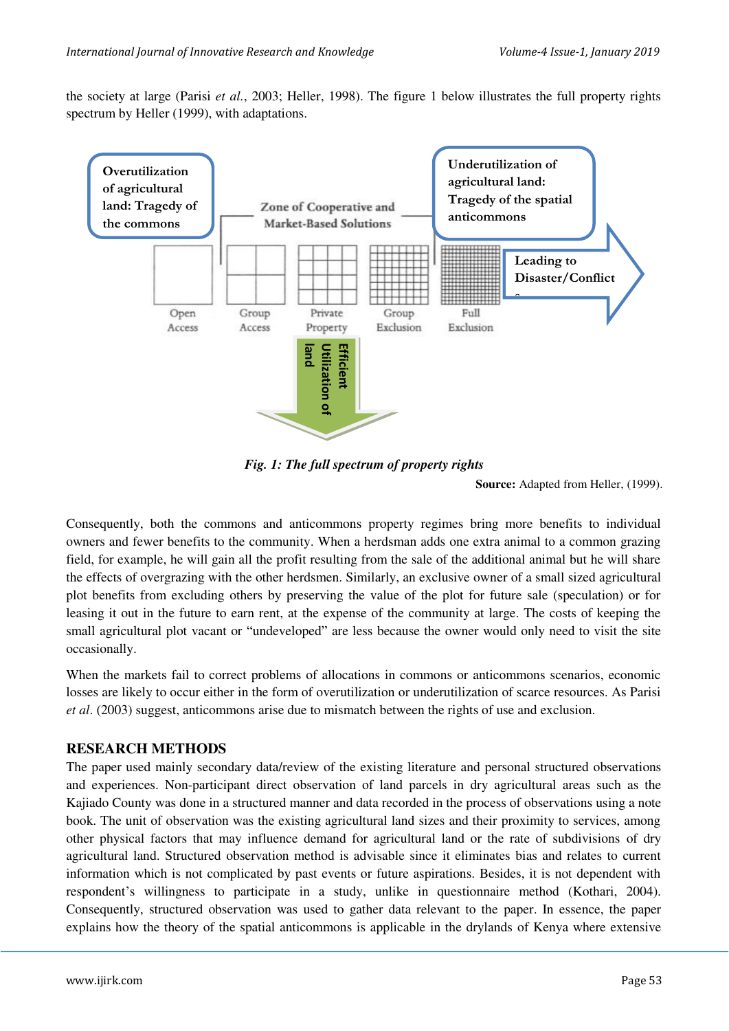the society at large (Parisi *et al.*, 2003; Heller, 1998). The figure 1 below illustrates the full property rights spectrum by Heller (1999), with adaptations.

Overutilization of agricultural land: Tragedy of the commons

Zone of Cooperative and Market-Based Solutions

Underutilization of agricultural land: Tragedy of the spatial anticommons

Leading to Disaster/Conflict

Open Access | Group Access | Private Property | Group Exclusion | Full Exclusion

Efficient Utilization of land

***Fig. 1: The full spectrum of property rights***

**Source:** Adapted from Heller, (1999).

Consequently, both the commons and anticommons property regimes bring more benefits to individual owners and fewer benefits to the community. When a herdsman adds one extra animal to a common grazing field, for example, he will gain all the profit resulting from the sale of the additional animal but he will share the effects of overgrazing with the other herdsmen. Similarly, an exclusive owner of a small sized agricultural plot benefits from excluding others by preserving the value of the plot for future sale (speculation) or for leasing it out in the future to earn rent, at the expense of the community at large. The costs of keeping the small agricultural plot vacant or "undeveloped" are less because the owner would only need to visit the site occasionally.

When the markets fail to correct problems of allocations in commons or anticommons scenarios, economic losses are likely to occur either in the form of overutilization or underutilization of scarce resources. As Parisi *et al*. (2003) suggest, anticommons arise due to mismatch between the rights of use and exclusion.

## RESEARCH METHODS

The paper used mainly secondary data/review of the existing literature and personal structured observations and experiences. Non-participant direct observation of land parcels in dry agricultural areas such as the Kajiado County was done in a structured manner and data recorded in the process of observations using a note book. The unit of observation was the existing agricultural land sizes and their proximity to services, among other physical factors that may influence demand for agricultural land or the rate of subdivisions of dry agricultural land. Structured observation method is advisable since it eliminates bias and relates to current information which is not complicated by past events or future aspirations. Besides, it is not dependent with respondent's willingness to participate in a study, unlike in questionnaire method (Kothari, 2004). Consequently, structured observation was used to gather data relevant to the paper. In essence, the paper explains how the theory of the spatial anticommons is applicable in the drylands of Kenya where extensive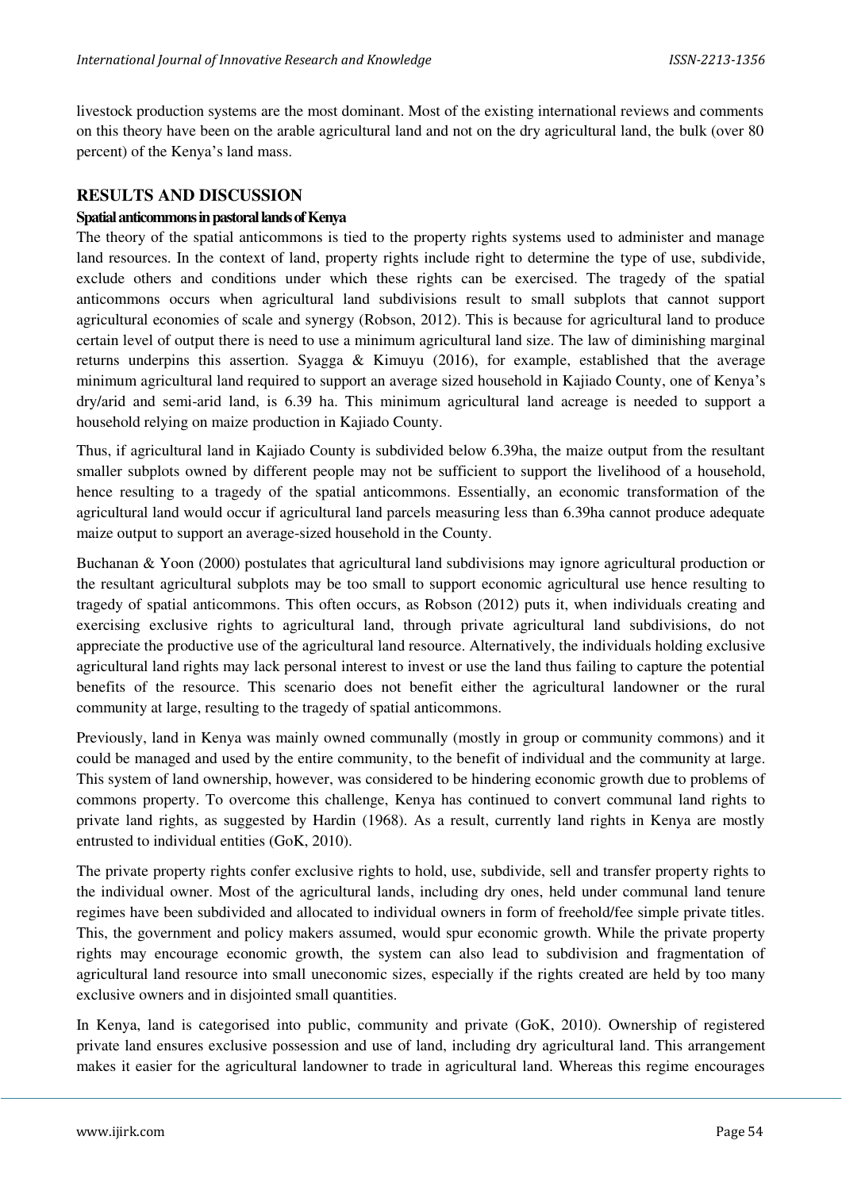livestock production systems are the most dominant. Most of the existing international reviews and comments on this theory have been on the arable agricultural land and not on the dry agricultural land, the bulk (over 80 percent) of the Kenya's land mass.

## RESULTS AND DISCUSSION

### Spatial anticommons in pastoral lands of Kenya

The theory of the spatial anticommons is tied to the property rights systems used to administer and manage land resources. In the context of land, property rights include right to determine the type of use, subdivide, exclude others and conditions under which these rights can be exercised. The tragedy of the spatial anticommons occurs when agricultural land subdivisions result to small subplots that cannot support agricultural economies of scale and synergy (Robson, 2012). This is because for agricultural land to produce certain level of output there is need to use a minimum agricultural land size. The law of diminishing marginal returns underpins this assertion. Syagga & Kimuyu (2016), for example, established that the average minimum agricultural land required to support an average sized household in Kajiado County, one of Kenya's dry/arid and semi-arid land, is 6.39 ha. This minimum agricultural land acreage is needed to support a household relying on maize production in Kajiado County.

Thus, if agricultural land in Kajiado County is subdivided below 6.39ha, the maize output from the resultant smaller subplots owned by different people may not be sufficient to support the livelihood of a household, hence resulting to a tragedy of the spatial anticommons. Essentially, an economic transformation of the agricultural land would occur if agricultural land parcels measuring less than 6.39ha cannot produce adequate maize output to support an average-sized household in the County.

Buchanan & Yoon (2000) postulates that agricultural land subdivisions may ignore agricultural production or the resultant agricultural subplots may be too small to support economic agricultural use hence resulting to tragedy of spatial anticommons. This often occurs, as Robson (2012) puts it, when individuals creating and exercising exclusive rights to agricultural land, through private agricultural land subdivisions, do not appreciate the productive use of the agricultural land resource. Alternatively, the individuals holding exclusive agricultural land rights may lack personal interest to invest or use the land thus failing to capture the potential benefits of the resource. This scenario does not benefit either the agricultural landowner or the rural community at large, resulting to the tragedy of spatial anticommons.

Previously, land in Kenya was mainly owned communally (mostly in group or community commons) and it could be managed and used by the entire community, to the benefit of individual and the community at large. This system of land ownership, however, was considered to be hindering economic growth due to problems of commons property. To overcome this challenge, Kenya has continued to convert communal land rights to private land rights, as suggested by Hardin (1968). As a result, currently land rights in Kenya are mostly entrusted to individual entities (GoK, 2010).

The private property rights confer exclusive rights to hold, use, subdivide, sell and transfer property rights to the individual owner. Most of the agricultural lands, including dry ones, held under communal land tenure regimes have been subdivided and allocated to individual owners in form of freehold/fee simple private titles. This, the government and policy makers assumed, would spur economic growth. While the private property rights may encourage economic growth, the system can also lead to subdivision and fragmentation of agricultural land resource into small uneconomic sizes, especially if the rights created are held by too many exclusive owners and in disjointed small quantities.

In Kenya, land is categorised into public, community and private (GoK, 2010). Ownership of registered private land ensures exclusive possession and use of land, including dry agricultural land. This arrangement makes it easier for the agricultural landowner to trade in agricultural land. Whereas this regime encourages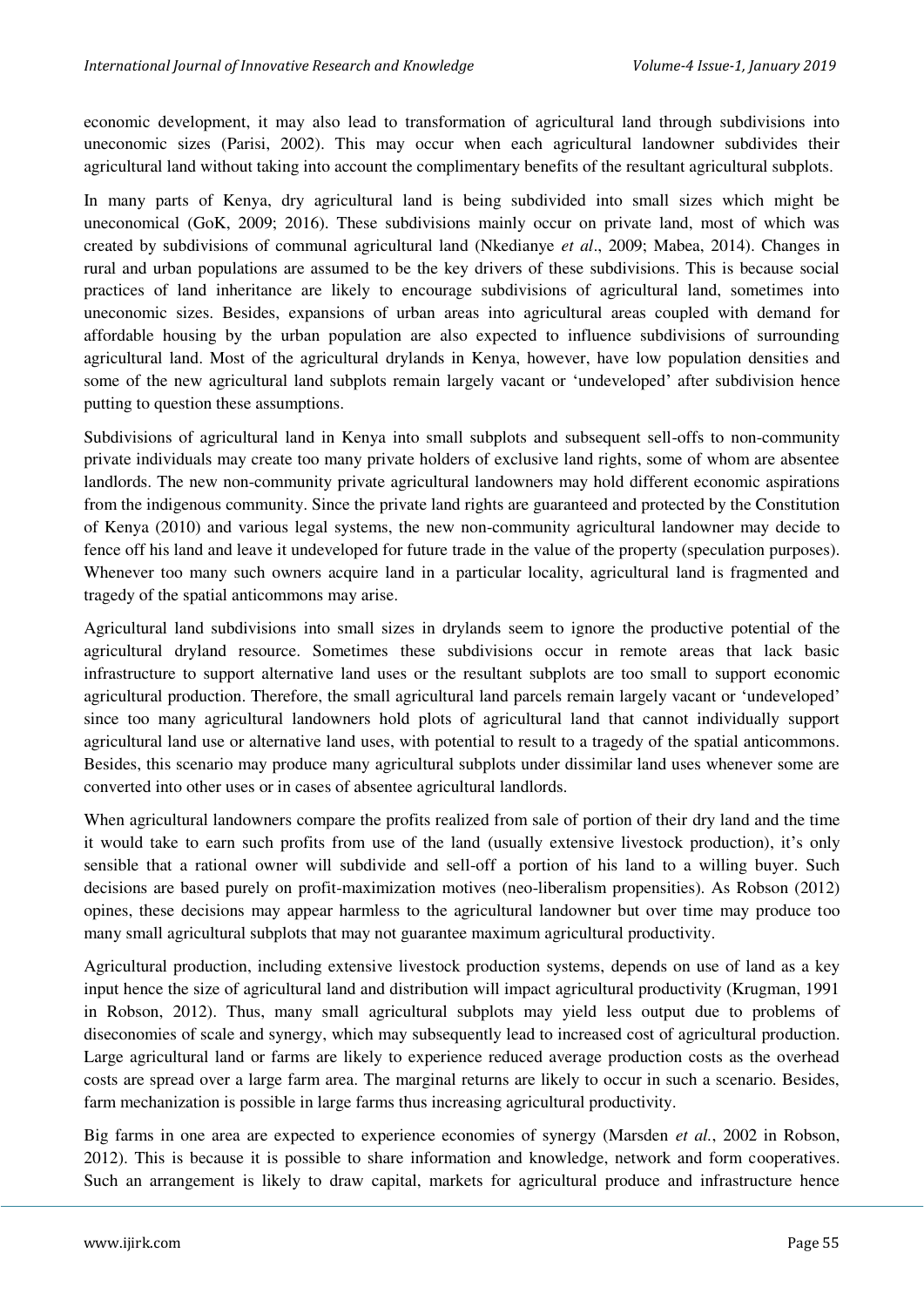economic development, it may also lead to transformation of agricultural land through subdivisions into uneconomic sizes (Parisi, 2002). This may occur when each agricultural landowner subdivides their agricultural land without taking into account the complimentary benefits of the resultant agricultural subplots.

In many parts of Kenya, dry agricultural land is being subdivided into small sizes which might be uneconomical (GoK, 2009; 2016). These subdivisions mainly occur on private land, most of which was created by subdivisions of communal agricultural land (Nkedianye *et al*., 2009; Mabea, 2014). Changes in rural and urban populations are assumed to be the key drivers of these subdivisions. This is because social practices of land inheritance are likely to encourage subdivisions of agricultural land, sometimes into uneconomic sizes. Besides, expansions of urban areas into agricultural areas coupled with demand for affordable housing by the urban population are also expected to influence subdivisions of surrounding agricultural land. Most of the agricultural drylands in Kenya, however, have low population densities and some of the new agricultural land subplots remain largely vacant or 'undeveloped' after subdivision hence putting to question these assumptions.

Subdivisions of agricultural land in Kenya into small subplots and subsequent sell-offs to non-community private individuals may create too many private holders of exclusive land rights, some of whom are absentee landlords. The new non-community private agricultural landowners may hold different economic aspirations from the indigenous community. Since the private land rights are guaranteed and protected by the Constitution of Kenya (2010) and various legal systems, the new non-community agricultural landowner may decide to fence off his land and leave it undeveloped for future trade in the value of the property (speculation purposes). Whenever too many such owners acquire land in a particular locality, agricultural land is fragmented and tragedy of the spatial anticommons may arise.

Agricultural land subdivisions into small sizes in drylands seem to ignore the productive potential of the agricultural dryland resource. Sometimes these subdivisions occur in remote areas that lack basic infrastructure to support alternative land uses or the resultant subplots are too small to support economic agricultural production. Therefore, the small agricultural land parcels remain largely vacant or 'undeveloped' since too many agricultural landowners hold plots of agricultural land that cannot individually support agricultural land use or alternative land uses, with potential to result to a tragedy of the spatial anticommons. Besides, this scenario may produce many agricultural subplots under dissimilar land uses whenever some are converted into other uses or in cases of absentee agricultural landlords.

When agricultural landowners compare the profits realized from sale of portion of their dry land and the time it would take to earn such profits from use of the land (usually extensive livestock production), it's only sensible that a rational owner will subdivide and sell-off a portion of his land to a willing buyer. Such decisions are based purely on profit-maximization motives (neo-liberalism propensities). As Robson (2012) opines, these decisions may appear harmless to the agricultural landowner but over time may produce too many small agricultural subplots that may not guarantee maximum agricultural productivity.

Agricultural production, including extensive livestock production systems, depends on use of land as a key input hence the size of agricultural land and distribution will impact agricultural productivity (Krugman, 1991 in Robson, 2012). Thus, many small agricultural subplots may yield less output due to problems of diseconomies of scale and synergy, which may subsequently lead to increased cost of agricultural production. Large agricultural land or farms are likely to experience reduced average production costs as the overhead costs are spread over a large farm area. The marginal returns are likely to occur in such a scenario. Besides, farm mechanization is possible in large farms thus increasing agricultural productivity.

Big farms in one area are expected to experience economies of synergy (Marsden *et al.*, 2002 in Robson, 2012). This is because it is possible to share information and knowledge, network and form cooperatives. Such an arrangement is likely to draw capital, markets for agricultural produce and infrastructure hence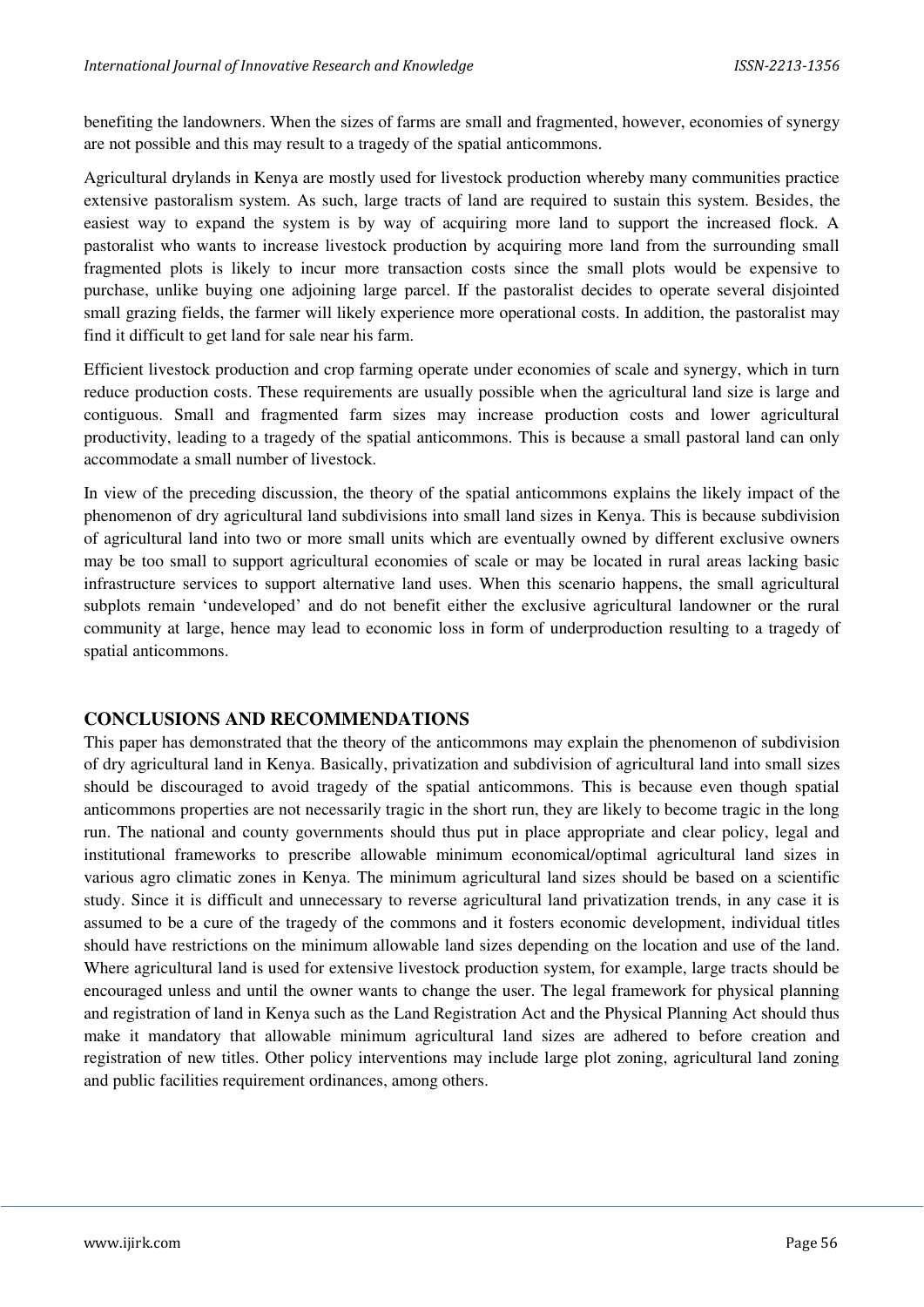benefiting the landowners. When the sizes of farms are small and fragmented, however, economies of synergy are not possible and this may result to a tragedy of the spatial anticommons.

Agricultural drylands in Kenya are mostly used for livestock production whereby many communities practice extensive pastoralism system. As such, large tracts of land are required to sustain this system. Besides, the easiest way to expand the system is by way of acquiring more land to support the increased flock. A pastoralist who wants to increase livestock production by acquiring more land from the surrounding small fragmented plots is likely to incur more transaction costs since the small plots would be expensive to purchase, unlike buying one adjoining large parcel. If the pastoralist decides to operate several disjointed small grazing fields, the farmer will likely experience more operational costs. In addition, the pastoralist may find it difficult to get land for sale near his farm.

Efficient livestock production and crop farming operate under economies of scale and synergy, which in turn reduce production costs. These requirements are usually possible when the agricultural land size is large and contiguous. Small and fragmented farm sizes may increase production costs and lower agricultural productivity, leading to a tragedy of the spatial anticommons. This is because a small pastoral land can only accommodate a small number of livestock.

In view of the preceding discussion, the theory of the spatial anticommons explains the likely impact of the phenomenon of dry agricultural land subdivisions into small land sizes in Kenya. This is because subdivision of agricultural land into two or more small units which are eventually owned by different exclusive owners may be too small to support agricultural economies of scale or may be located in rural areas lacking basic infrastructure services to support alternative land uses. When this scenario happens, the small agricultural subplots remain 'undeveloped' and do not benefit either the exclusive agricultural landowner or the rural community at large, hence may lead to economic loss in form of underproduction resulting to a tragedy of spatial anticommons.

## CONCLUSIONS AND RECOMMENDATIONS

This paper has demonstrated that the theory of the anticommons may explain the phenomenon of subdivision of dry agricultural land in Kenya. Basically, privatization and subdivision of agricultural land into small sizes should be discouraged to avoid tragedy of the spatial anticommons. This is because even though spatial anticommons properties are not necessarily tragic in the short run, they are likely to become tragic in the long run. The national and county governments should thus put in place appropriate and clear policy, legal and institutional frameworks to prescribe allowable minimum economical/optimal agricultural land sizes in various agro climatic zones in Kenya. The minimum agricultural land sizes should be based on a scientific study. Since it is difficult and unnecessary to reverse agricultural land privatization trends, in any case it is assumed to be a cure of the tragedy of the commons and it fosters economic development, individual titles should have restrictions on the minimum allowable land sizes depending on the location and use of the land. Where agricultural land is used for extensive livestock production system, for example, large tracts should be encouraged unless and until the owner wants to change the user. The legal framework for physical planning and registration of land in Kenya such as the Land Registration Act and the Physical Planning Act should thus make it mandatory that allowable minimum agricultural land sizes are adhered to before creation and registration of new titles. Other policy interventions may include large plot zoning, agricultural land zoning and public facilities requirement ordinances, among others.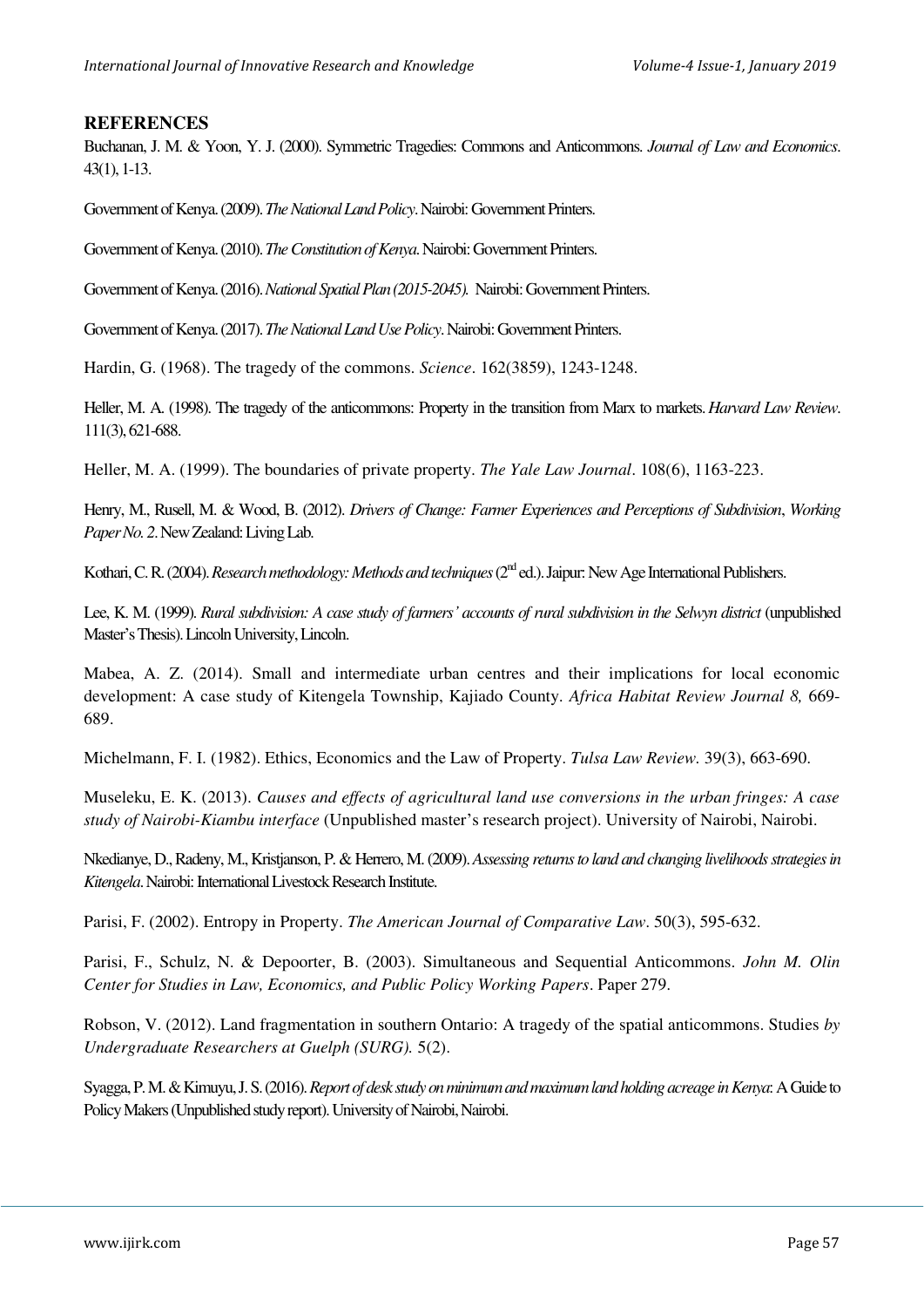## REFERENCES

Buchanan, J. M. & Yoon, Y. J. (2000). Symmetric Tragedies: Commons and Anticommons. *Journal of Law and Economics*. 43(1), 1-13.

Government of Kenya. (2009). *The National Land Policy*. Nairobi: Government Printers.

Government of Kenya. (2010). *The Constitution of Kenya*. Nairobi: Government Printers.

Government of Kenya. (2016). *National Spatial Plan (2015-2045).* Nairobi: Government Printers.

Government of Kenya. (2017). *The National Land Use Policy*. Nairobi: Government Printers.

Hardin, G. (1968). The tragedy of the commons. *Science*. 162(3859), 1243-1248.

Heller, M. A. (1998). The tragedy of the anticommons: Property in the transition from Marx to markets. *Harvard Law Review*. 111(3), 621-688.

Heller, M. A. (1999). The boundaries of private property. *The Yale Law Journal*. 108(6), 1163-223.

Henry, M., Rusell, M. & Wood, B. (2012). *Drivers of Change: Farmer Experiences and Perceptions of Subdivision*, *Working Paper No. 2*. New Zealand: Living Lab.

Kothari, C. R. (2004). *Research methodology: Methods and techniques* (2nd ed.). Jaipur: New Age International Publishers.

Lee, K. M. (1999). *Rural subdivision: A case study of farmers' accounts of rural subdivision in the Selwyn district* (unpublished Master's Thesis). Lincoln University, Lincoln.

Mabea, A. Z. (2014). Small and intermediate urban centres and their implications for local economic development: A case study of Kitengela Township, Kajiado County. *Africa Habitat Review Journal 8,* 669-689.

Michelmann, F. I. (1982). Ethics, Economics and the Law of Property. *Tulsa Law Review*. 39(3), 663-690.

Museleku, E. K. (2013). *Causes and effects of agricultural land use conversions in the urban fringes: A case study of Nairobi-Kiambu interface* (Unpublished master's research project). University of Nairobi, Nairobi.

Nkedianye, D., Radeny, M., Kristjanson, P. & Herrero, M. (2009). *Assessing returns to land and changing livelihoods strategies in Kitengela*. Nairobi: International Livestock Research Institute.

Parisi, F. (2002). Entropy in Property. *The American Journal of Comparative Law*. 50(3), 595-632.

Parisi, F., Schulz, N. & Depoorter, B. (2003). Simultaneous and Sequential Anticommons. *John M. Olin Center for Studies in Law, Economics, and Public Policy Working Papers*. Paper 279.

Robson, V. (2012). Land fragmentation in southern Ontario: A tragedy of the spatial anticommons. Studies *by Undergraduate Researchers at Guelph (SURG).* 5(2).

Syagga, P. M. & Kimuyu, J. S. (2016). *Report of desk study on minimum and maximum land holding acreage in Kenya*: A Guide to Policy Makers (Unpublished study report). University of Nairobi, Nairobi.